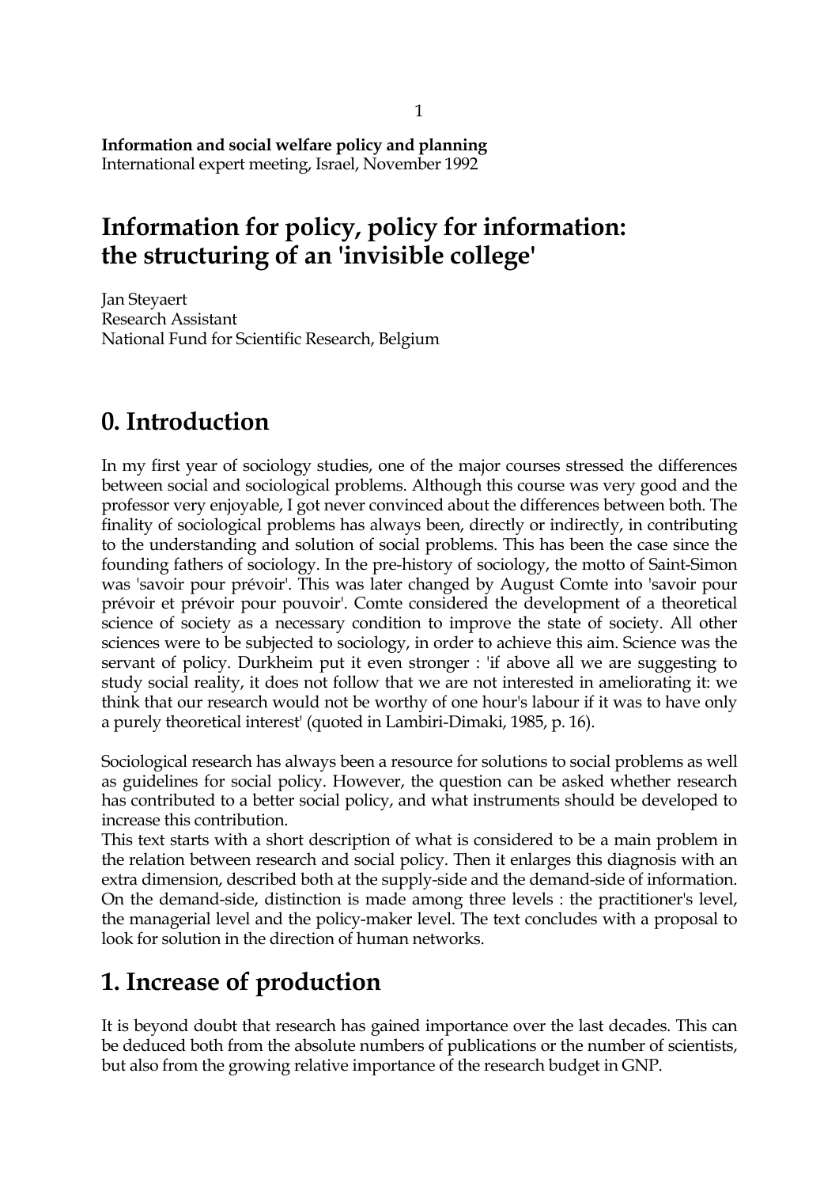**Information and social welfare policy and planning**
International expert meeting, Israel, November 1992

# Information for policy, policy for information: the structuring of an 'invisible college'

Jan Steyaert
Research Assistant
National Fund for Scientific Research, Belgium

## 0. Introduction

In my first year of sociology studies, one of the major courses stressed the differences between social and sociological problems. Although this course was very good and the professor very enjoyable, I got never convinced about the differences between both. The finality of sociological problems has always been, directly or indirectly, in contributing to the understanding and solution of social problems. This has been the case since the founding fathers of sociology. In the pre-history of sociology, the motto of Saint-Simon was 'savoir pour prévoir'. This was later changed by August Comte into 'savoir pour prévoir et prévoir pour pouvoir'. Comte considered the development of a theoretical science of society as a necessary condition to improve the state of society. All other sciences were to be subjected to sociology, in order to achieve this aim. Science was the servant of policy. Durkheim put it even stronger : 'if above all we are suggesting to study social reality, it does not follow that we are not interested in ameliorating it: we think that our research would not be worthy of one hour's labour if it was to have only a purely theoretical interest' (quoted in Lambiri-Dimaki, 1985, p. 16).

Sociological research has always been a resource for solutions to social problems as well as guidelines for social policy. However, the question can be asked whether research has contributed to a better social policy, and what instruments should be developed to increase this contribution.
This text starts with a short description of what is considered to be a main problem in the relation between research and social policy. Then it enlarges this diagnosis with an extra dimension, described both at the supply-side and the demand-side of information. On the demand-side, distinction is made among three levels : the practitioner's level, the managerial level and the policy-maker level. The text concludes with a proposal to look for solution in the direction of human networks.

## 1. Increase of production

It is beyond doubt that research has gained importance over the last decades. This can be deduced both from the absolute numbers of publications or the number of scientists, but also from the growing relative importance of the research budget in GNP.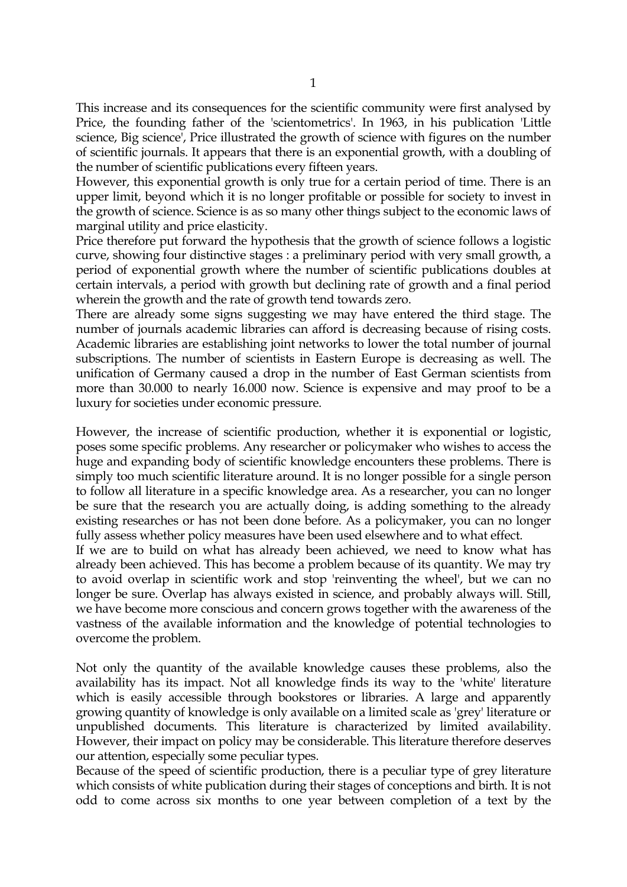This increase and its consequences for the scientific community were first analysed by Price, the founding father of the 'scientometrics'. In 1963, in his publication 'Little science, Big science', Price illustrated the growth of science with figures on the number of scientific journals. It appears that there is an exponential growth, with a doubling of the number of scientific publications every fifteen years.

However, this exponential growth is only true for a certain period of time. There is an upper limit, beyond which it is no longer profitable or possible for society to invest in the growth of science. Science is as so many other things subject to the economic laws of marginal utility and price elasticity.

Price therefore put forward the hypothesis that the growth of science follows a logistic curve, showing four distinctive stages : a preliminary period with very small growth, a period of exponential growth where the number of scientific publications doubles at certain intervals, a period with growth but declining rate of growth and a final period wherein the growth and the rate of growth tend towards zero.

There are already some signs suggesting we may have entered the third stage. The number of journals academic libraries can afford is decreasing because of rising costs. Academic libraries are establishing joint networks to lower the total number of journal subscriptions. The number of scientists in Eastern Europe is decreasing as well. The unification of Germany caused a drop in the number of East German scientists from more than 30.000 to nearly 16.000 now. Science is expensive and may proof to be a luxury for societies under economic pressure.

However, the increase of scientific production, whether it is exponential or logistic, poses some specific problems. Any researcher or policymaker who wishes to access the huge and expanding body of scientific knowledge encounters these problems. There is simply too much scientific literature around. It is no longer possible for a single person to follow all literature in a specific knowledge area. As a researcher, you can no longer be sure that the research you are actually doing, is adding something to the already existing researches or has not been done before. As a policymaker, you can no longer fully assess whether policy measures have been used elsewhere and to what effect.

If we are to build on what has already been achieved, we need to know what has already been achieved. This has become a problem because of its quantity. We may try to avoid overlap in scientific work and stop 'reinventing the wheel', but we can no longer be sure. Overlap has always existed in science, and probably always will. Still, we have become more conscious and concern grows together with the awareness of the vastness of the available information and the knowledge of potential technologies to overcome the problem.

Not only the quantity of the available knowledge causes these problems, also the availability has its impact. Not all knowledge finds its way to the 'white' literature which is easily accessible through bookstores or libraries. A large and apparently growing quantity of knowledge is only available on a limited scale as 'grey' literature or unpublished documents. This literature is characterized by limited availability. However, their impact on policy may be considerable. This literature therefore deserves our attention, especially some peculiar types.

Because of the speed of scientific production, there is a peculiar type of grey literature which consists of white publication during their stages of conceptions and birth. It is not odd to come across six months to one year between completion of a text by the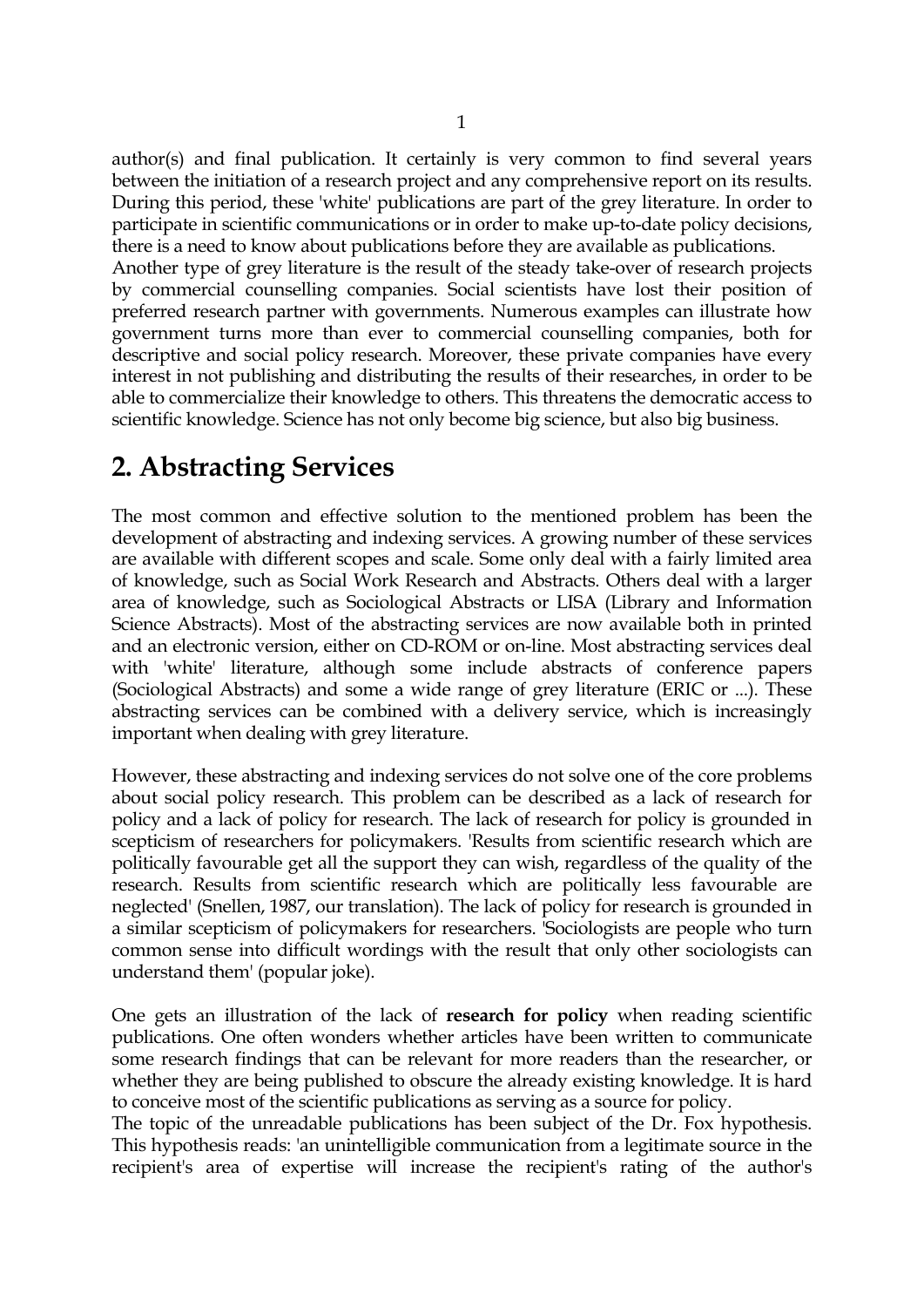author(s) and final publication. It certainly is very common to find several years between the initiation of a research project and any comprehensive report on its results. During this period, these 'white' publications are part of the grey literature. In order to participate in scientific communications or in order to make up-to-date policy decisions, there is a need to know about publications before they are available as publications.
Another type of grey literature is the result of the steady take-over of research projects by commercial counselling companies. Social scientists have lost their position of preferred research partner with governments. Numerous examples can illustrate how government turns more than ever to commercial counselling companies, both for descriptive and social policy research. Moreover, these private companies have every interest in not publishing and distributing the results of their researches, in order to be able to commercialize their knowledge to others. This threatens the democratic access to scientific knowledge. Science has not only become big science, but also big business.

## 2. Abstracting Services

The most common and effective solution to the mentioned problem has been the development of abstracting and indexing services. A growing number of these services are available with different scopes and scale. Some only deal with a fairly limited area of knowledge, such as Social Work Research and Abstracts. Others deal with a larger area of knowledge, such as Sociological Abstracts or LISA (Library and Information Science Abstracts). Most of the abstracting services are now available both in printed and an electronic version, either on CD-ROM or on-line. Most abstracting services deal with 'white' literature, although some include abstracts of conference papers (Sociological Abstracts) and some a wide range of grey literature (ERIC or ...). These abstracting services can be combined with a delivery service, which is increasingly important when dealing with grey literature.

However, these abstracting and indexing services do not solve one of the core problems about social policy research. This problem can be described as a lack of research for policy and a lack of policy for research. The lack of research for policy is grounded in scepticism of researchers for policymakers. 'Results from scientific research which are politically favourable get all the support they can wish, regardless of the quality of the research. Results from scientific research which are politically less favourable are neglected' (Snellen, 1987, our translation). The lack of policy for research is grounded in a similar scepticism of policymakers for researchers. 'Sociologists are people who turn common sense into difficult wordings with the result that only other sociologists can understand them' (popular joke).

One gets an illustration of the lack of **research for policy** when reading scientific publications. One often wonders whether articles have been written to communicate some research findings that can be relevant for more readers than the researcher, or whether they are being published to obscure the already existing knowledge. It is hard to conceive most of the scientific publications as serving as a source for policy.
The topic of the unreadable publications has been subject of the Dr. Fox hypothesis. This hypothesis reads: 'an unintelligible communication from a legitimate source in the recipient's area of expertise will increase the recipient's rating of the author's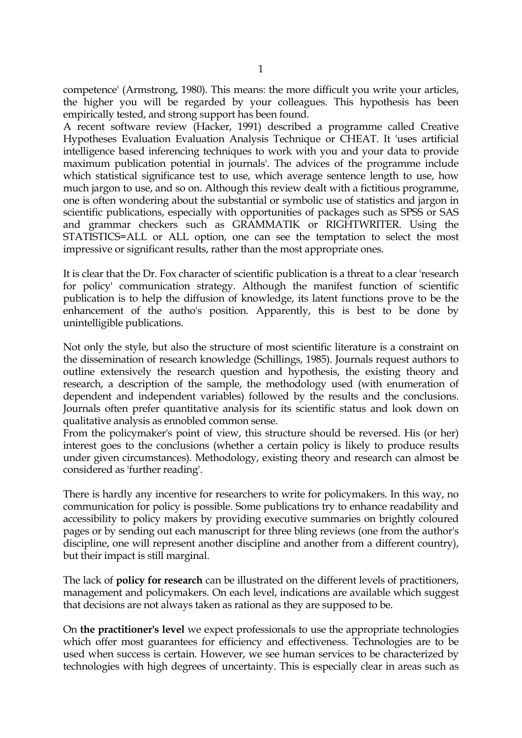competence' (Armstrong, 1980). This means: the more difficult you write your articles, the higher you will be regarded by your colleagues. This hypothesis has been empirically tested, and strong support has been found.
A recent software review (Hacker, 1991) described a programme called Creative Hypotheses Evaluation Evaluation Analysis Technique or CHEAT. It 'uses artificial intelligence based inferencing techniques to work with you and your data to provide maximum publication potential in journals'. The advices of the programme include which statistical significance test to use, which average sentence length to use, how much jargon to use, and so on. Although this review dealt with a fictitious programme, one is often wondering about the substantial or symbolic use of statistics and jargon in scientific publications, especially with opportunities of packages such as SPSS or SAS and grammar checkers such as GRAMMATIK or RIGHTWRITER. Using the STATISTICS=ALL or ALL option, one can see the temptation to select the most impressive or significant results, rather than the most appropriate ones.

It is clear that the Dr. Fox character of scientific publication is a threat to a clear 'research for policy' communication strategy. Although the manifest function of scientific publication is to help the diffusion of knowledge, its latent functions prove to be the enhancement of the autho's position. Apparently, this is best to be done by unintelligible publications.

Not only the style, but also the structure of most scientific literature is a constraint on the dissemination of research knowledge (Schillings, 1985). Journals request authors to outline extensively the research question and hypothesis, the existing theory and research, a description of the sample, the methodology used (with enumeration of dependent and independent variables) followed by the results and the conclusions. Journals often prefer quantitative analysis for its scientific status and look down on qualitative analysis as ennobled common sense.
From the policymaker's point of view, this structure should be reversed. His (or her) interest goes to the conclusions (whether a certain policy is likely to produce results under given circumstances). Methodology, existing theory and research can almost be considered as 'further reading'.

There is hardly any incentive for researchers to write for policymakers. In this way, no communication for policy is possible. Some publications try to enhance readability and accessibility to policy makers by providing executive summaries on brightly coloured pages or by sending out each manuscript for three bling reviews (one from the author's discipline, one will represent another discipline and another from a different country), but their impact is still marginal.

The lack of **policy for research** can be illustrated on the different levels of practitioners, management and policymakers. On each level, indications are available which suggest that decisions are not always taken as rational as they are supposed to be.

On **the practitioner's level** we expect professionals to use the appropriate technologies which offer most guarantees for efficiency and effectiveness. Technologies are to be used when success is certain. However, we see human services to be characterized by technologies with high degrees of uncertainty. This is especially clear in areas such as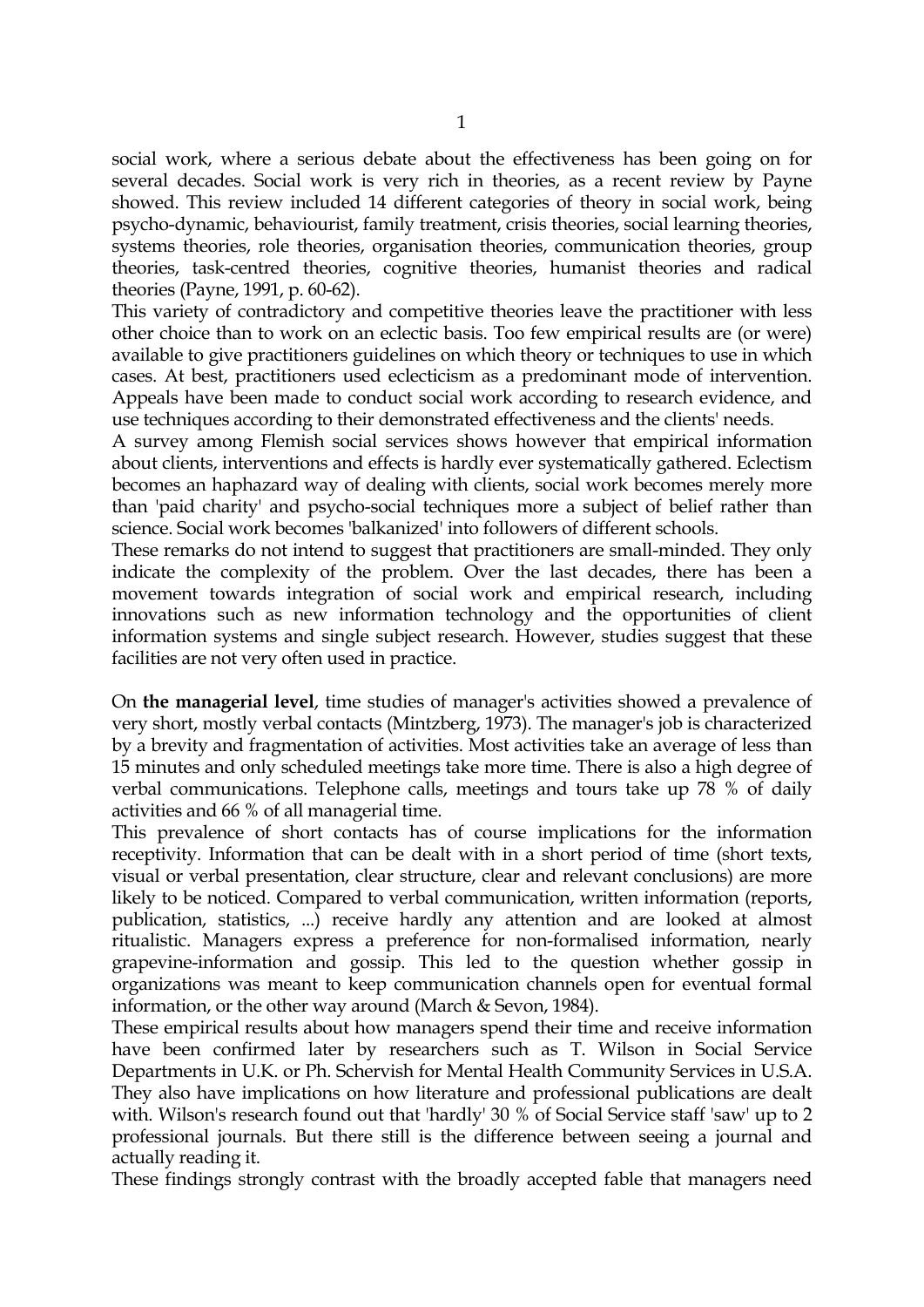social work, where a serious debate about the effectiveness has been going on for several decades. Social work is very rich in theories, as a recent review by Payne showed. This review included 14 different categories of theory in social work, being psycho-dynamic, behaviourist, family treatment, crisis theories, social learning theories, systems theories, role theories, organisation theories, communication theories, group theories, task-centred theories, cognitive theories, humanist theories and radical theories (Payne, 1991, p. 60-62).

This variety of contradictory and competitive theories leave the practitioner with less other choice than to work on an eclectic basis. Too few empirical results are (or were) available to give practitioners guidelines on which theory or techniques to use in which cases. At best, practitioners used eclecticism as a predominant mode of intervention. Appeals have been made to conduct social work according to research evidence, and use techniques according to their demonstrated effectiveness and the clients' needs.

A survey among Flemish social services shows however that empirical information about clients, interventions and effects is hardly ever systematically gathered. Eclectism becomes an haphazard way of dealing with clients, social work becomes merely more than 'paid charity' and psycho-social techniques more a subject of belief rather than science. Social work becomes 'balkanized' into followers of different schools.

These remarks do not intend to suggest that practitioners are small-minded. They only indicate the complexity of the problem. Over the last decades, there has been a movement towards integration of social work and empirical research, including innovations such as new information technology and the opportunities of client information systems and single subject research. However, studies suggest that these facilities are not very often used in practice.

On **the managerial level**, time studies of manager's activities showed a prevalence of very short, mostly verbal contacts (Mintzberg, 1973). The manager's job is characterized by a brevity and fragmentation of activities. Most activities take an average of less than 15 minutes and only scheduled meetings take more time. There is also a high degree of verbal communications. Telephone calls, meetings and tours take up 78 % of daily activities and 66 % of all managerial time.

This prevalence of short contacts has of course implications for the information receptivity. Information that can be dealt with in a short period of time (short texts, visual or verbal presentation, clear structure, clear and relevant conclusions) are more likely to be noticed. Compared to verbal communication, written information (reports, publication, statistics, ...) receive hardly any attention and are looked at almost ritualistic. Managers express a preference for non-formalised information, nearly grapevine-information and gossip. This led to the question whether gossip in organizations was meant to keep communication channels open for eventual formal information, or the other way around (March & Sevon, 1984).

These empirical results about how managers spend their time and receive information have been confirmed later by researchers such as T. Wilson in Social Service Departments in U.K. or Ph. Schervish for Mental Health Community Services in U.S.A. They also have implications on how literature and professional publications are dealt with. Wilson's research found out that 'hardly' 30 % of Social Service staff 'saw' up to 2 professional journals. But there still is the difference between seeing a journal and actually reading it.

These findings strongly contrast with the broadly accepted fable that managers need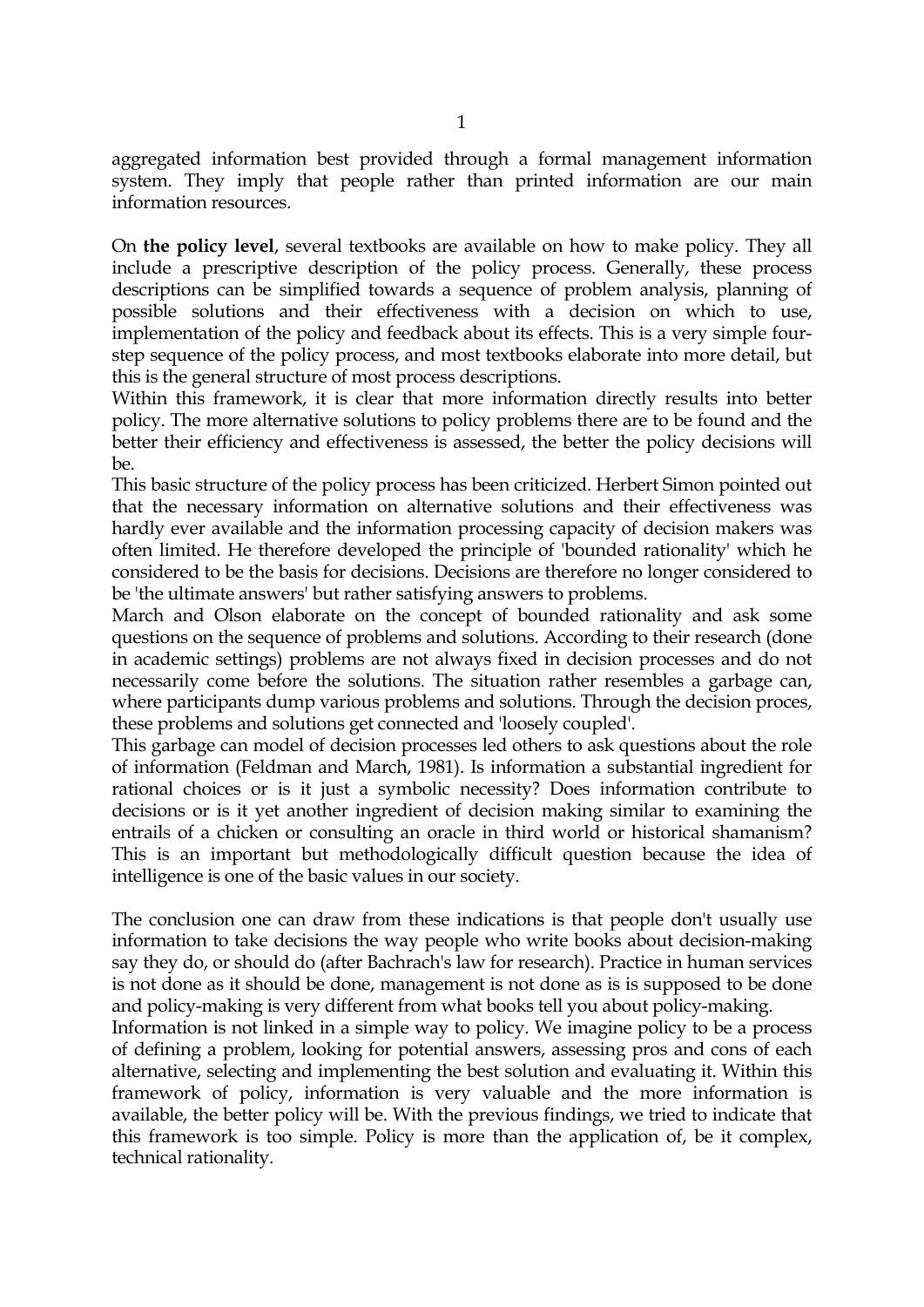aggregated information best provided through a formal management information system. They imply that people rather than printed information are our main information resources.

On **the policy level**, several textbooks are available on how to make policy. They all include a prescriptive description of the policy process. Generally, these process descriptions can be simplified towards a sequence of problem analysis, planning of possible solutions and their effectiveness with a decision on which to use, implementation of the policy and feedback about its effects. This is a very simple four-step sequence of the policy process, and most textbooks elaborate into more detail, but this is the general structure of most process descriptions.
Within this framework, it is clear that more information directly results into better policy. The more alternative solutions to policy problems there are to be found and the better their efficiency and effectiveness is assessed, the better the policy decisions will be.
This basic structure of the policy process has been criticized. Herbert Simon pointed out that the necessary information on alternative solutions and their effectiveness was hardly ever available and the information processing capacity of decision makers was often limited. He therefore developed the principle of 'bounded rationality' which he considered to be the basis for decisions. Decisions are therefore no longer considered to be 'the ultimate answers' but rather satisfying answers to problems.
March and Olson elaborate on the concept of bounded rationality and ask some questions on the sequence of problems and solutions. According to their research (done in academic settings) problems are not always fixed in decision processes and do not necessarily come before the solutions. The situation rather resembles a garbage can, where participants dump various problems and solutions. Through the decision proces, these problems and solutions get connected and 'loosely coupled'.
This garbage can model of decision processes led others to ask questions about the role of information (Feldman and March, 1981). Is information a substantial ingredient for rational choices or is it just a symbolic necessity? Does information contribute to decisions or is it yet another ingredient of decision making similar to examining the entrails of a chicken or consulting an oracle in third world or historical shamanism? This is an important but methodologically difficult question because the idea of intelligence is one of the basic values in our society.

The conclusion one can draw from these indications is that people don't usually use information to take decisions the way people who write books about decision-making say they do, or should do (after Bachrach's law for research). Practice in human services is not done as it should be done, management is not done as is is supposed to be done and policy-making is very different from what books tell you about policy-making.
Information is not linked in a simple way to policy. We imagine policy to be a process of defining a problem, looking for potential answers, assessing pros and cons of each alternative, selecting and implementing the best solution and evaluating it. Within this framework of policy, information is very valuable and the more information is available, the better policy will be. With the previous findings, we tried to indicate that this framework is too simple. Policy is more than the application of, be it complex, technical rationality.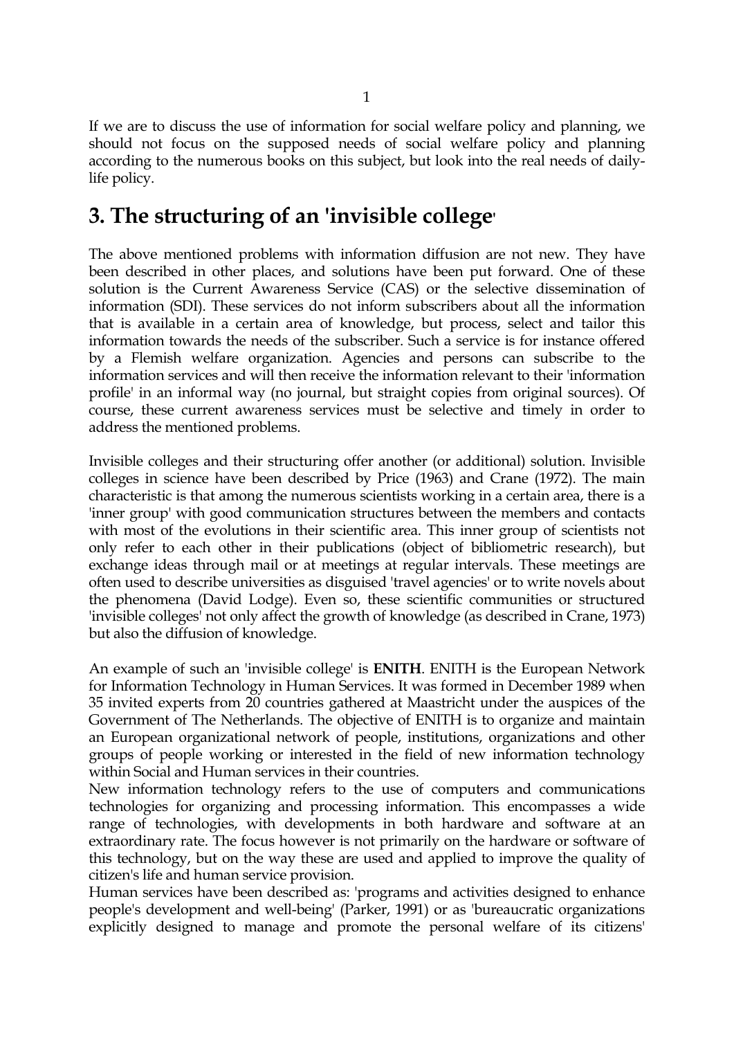If we are to discuss the use of information for social welfare policy and planning, we should not focus on the supposed needs of social welfare policy and planning according to the numerous books on this subject, but look into the real needs of daily-life policy.

# 3. The structuring of an 'invisible college'

The above mentioned problems with information diffusion are not new. They have been described in other places, and solutions have been put forward. One of these solution is the Current Awareness Service (CAS) or the selective dissemination of information (SDI). These services do not inform subscribers about all the information that is available in a certain area of knowledge, but process, select and tailor this information towards the needs of the subscriber. Such a service is for instance offered by a Flemish welfare organization. Agencies and persons can subscribe to the information services and will then receive the information relevant to their 'information profile' in an informal way (no journal, but straight copies from original sources). Of course, these current awareness services must be selective and timely in order to address the mentioned problems.

Invisible colleges and their structuring offer another (or additional) solution. Invisible colleges in science have been described by Price (1963) and Crane (1972). The main characteristic is that among the numerous scientists working in a certain area, there is a 'inner group' with good communication structures between the members and contacts with most of the evolutions in their scientific area. This inner group of scientists not only refer to each other in their publications (object of bibliometric research), but exchange ideas through mail or at meetings at regular intervals. These meetings are often used to describe universities as disguised 'travel agencies' or to write novels about the phenomena (David Lodge). Even so, these scientific communities or structured 'invisible colleges' not only affect the growth of knowledge (as described in Crane, 1973) but also the diffusion of knowledge.

An example of such an 'invisible college' is **ENITH**. ENITH is the European Network for Information Technology in Human Services. It was formed in December 1989 when 35 invited experts from 20 countries gathered at Maastricht under the auspices of the Government of The Netherlands. The objective of ENITH is to organize and maintain an European organizational network of people, institutions, organizations and other groups of people working or interested in the field of new information technology within Social and Human services in their countries.
New information technology refers to the use of computers and communications technologies for organizing and processing information. This encompasses a wide range of technologies, with developments in both hardware and software at an extraordinary rate. The focus however is not primarily on the hardware or software of this technology, but on the way these are used and applied to improve the quality of citizen's life and human service provision.
Human services have been described as: 'programs and activities designed to enhance people's development and well-being' (Parker, 1991) or as 'bureaucratic organizations explicitly designed to manage and promote the personal welfare of its citizens'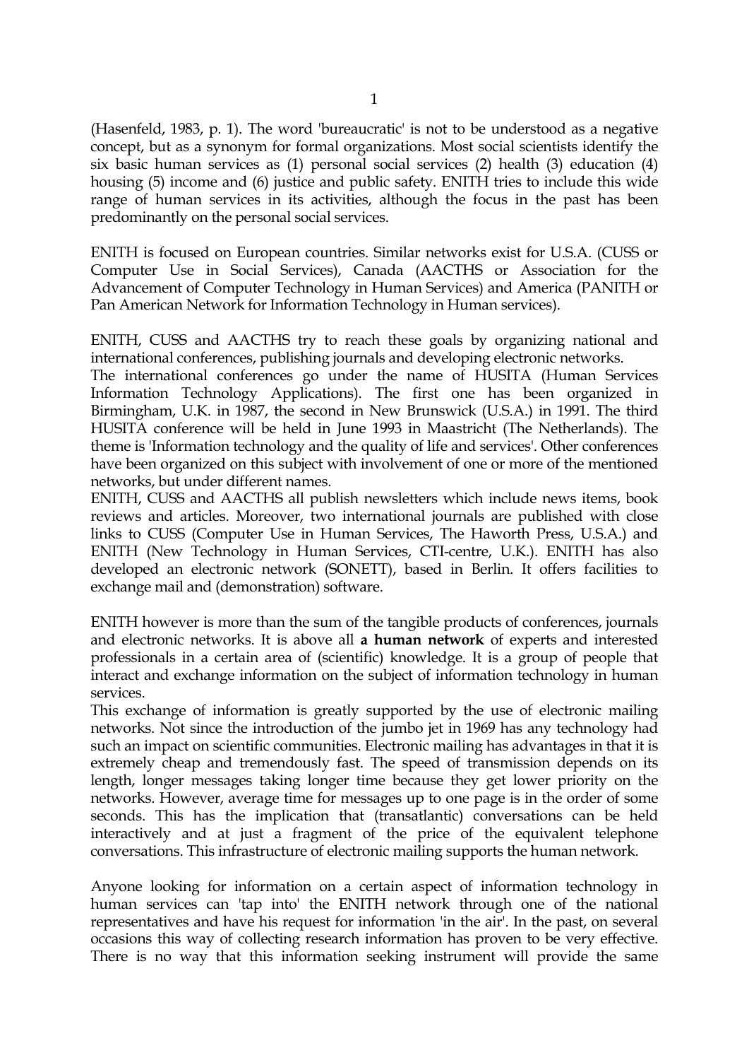(Hasenfeld, 1983, p. 1). The word 'bureaucratic' is not to be understood as a negative concept, but as a synonym for formal organizations. Most social scientists identify the six basic human services as (1) personal social services (2) health (3) education (4) housing (5) income and (6) justice and public safety. ENITH tries to include this wide range of human services in its activities, although the focus in the past has been predominantly on the personal social services.

ENITH is focused on European countries. Similar networks exist for U.S.A. (CUSS or Computer Use in Social Services), Canada (AACTHS or Association for the Advancement of Computer Technology in Human Services) and America (PANITH or Pan American Network for Information Technology in Human services).

ENITH, CUSS and AACTHS try to reach these goals by organizing national and international conferences, publishing journals and developing electronic networks.
The international conferences go under the name of HUSITA (Human Services Information Technology Applications). The first one has been organized in Birmingham, U.K. in 1987, the second in New Brunswick (U.S.A.) in 1991. The third HUSITA conference will be held in June 1993 in Maastricht (The Netherlands). The theme is 'Information technology and the quality of life and services'. Other conferences have been organized on this subject with involvement of one or more of the mentioned networks, but under different names.
ENITH, CUSS and AACTHS all publish newsletters which include news items, book reviews and articles. Moreover, two international journals are published with close links to CUSS (Computer Use in Human Services, The Haworth Press, U.S.A.) and ENITH (New Technology in Human Services, CTI-centre, U.K.). ENITH has also developed an electronic network (SONETT), based in Berlin. It offers facilities to exchange mail and (demonstration) software.

ENITH however is more than the sum of the tangible products of conferences, journals and electronic networks. It is above all **a human network** of experts and interested professionals in a certain area of (scientific) knowledge. It is a group of people that interact and exchange information on the subject of information technology in human services.
This exchange of information is greatly supported by the use of electronic mailing networks. Not since the introduction of the jumbo jet in 1969 has any technology had such an impact on scientific communities. Electronic mailing has advantages in that it is extremely cheap and tremendously fast. The speed of transmission depends on its length, longer messages taking longer time because they get lower priority on the networks. However, average time for messages up to one page is in the order of some seconds. This has the implication that (transatlantic) conversations can be held interactively and at just a fragment of the price of the equivalent telephone conversations. This infrastructure of electronic mailing supports the human network.

Anyone looking for information on a certain aspect of information technology in human services can 'tap into' the ENITH network through one of the national representatives and have his request for information 'in the air'. In the past, on several occasions this way of collecting research information has proven to be very effective. There is no way that this information seeking instrument will provide the same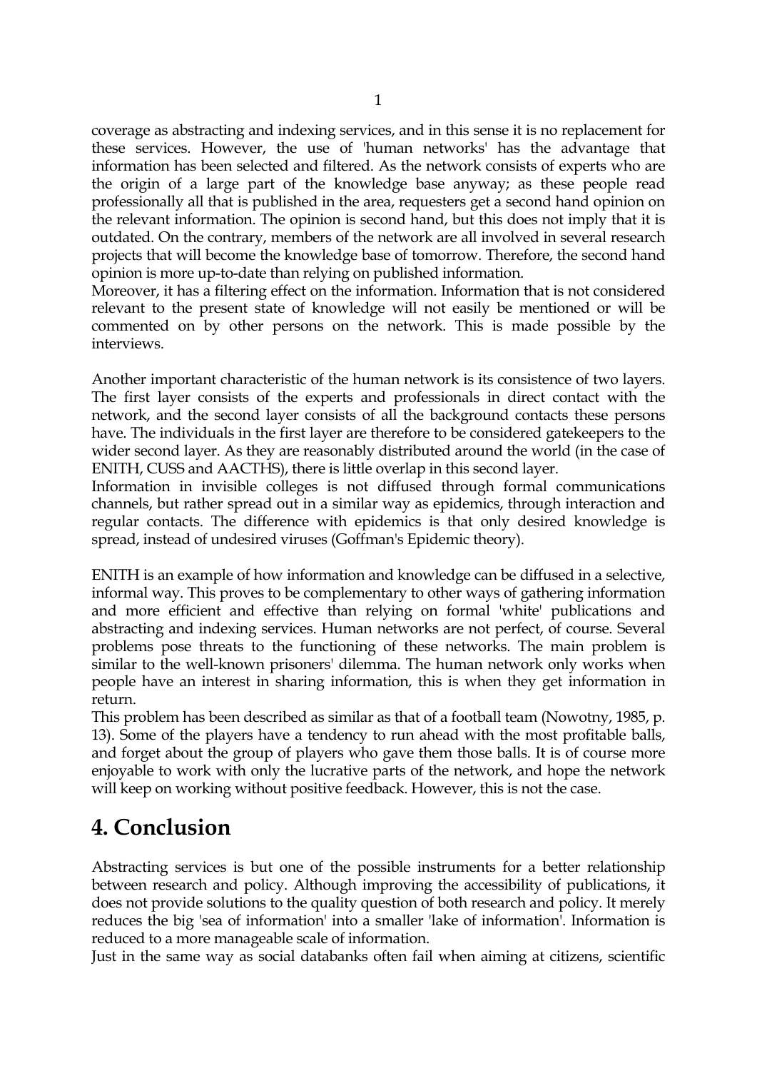coverage as abstracting and indexing services, and in this sense it is no replacement for these services. However, the use of 'human networks' has the advantage that information has been selected and filtered. As the network consists of experts who are the origin of a large part of the knowledge base anyway; as these people read professionally all that is published in the area, requesters get a second hand opinion on the relevant information. The opinion is second hand, but this does not imply that it is outdated. On the contrary, members of the network are all involved in several research projects that will become the knowledge base of tomorrow. Therefore, the second hand opinion is more up-to-date than relying on published information.
Moreover, it has a filtering effect on the information. Information that is not considered relevant to the present state of knowledge will not easily be mentioned or will be commented on by other persons on the network. This is made possible by the interviews.

Another important characteristic of the human network is its consistence of two layers. The first layer consists of the experts and professionals in direct contact with the network, and the second layer consists of all the background contacts these persons have. The individuals in the first layer are therefore to be considered gatekeepers to the wider second layer. As they are reasonably distributed around the world (in the case of ENITH, CUSS and AACTHS), there is little overlap in this second layer.
Information in invisible colleges is not diffused through formal communications channels, but rather spread out in a similar way as epidemics, through interaction and regular contacts. The difference with epidemics is that only desired knowledge is spread, instead of undesired viruses (Goffman's Epidemic theory).

ENITH is an example of how information and knowledge can be diffused in a selective, informal way. This proves to be complementary to other ways of gathering information and more efficient and effective than relying on formal 'white' publications and abstracting and indexing services. Human networks are not perfect, of course. Several problems pose threats to the functioning of these networks. The main problem is similar to the well-known prisoners' dilemma. The human network only works when people have an interest in sharing information, this is when they get information in return.
This problem has been described as similar as that of a football team (Nowotny, 1985, p. 13). Some of the players have a tendency to run ahead with the most profitable balls, and forget about the group of players who gave them those balls. It is of course more enjoyable to work with only the lucrative parts of the network, and hope the network will keep on working without positive feedback. However, this is not the case.

# 4. Conclusion

Abstracting services is but one of the possible instruments for a better relationship between research and policy. Although improving the accessibility of publications, it does not provide solutions to the quality question of both research and policy. It merely reduces the big 'sea of information' into a smaller 'lake of information'. Information is reduced to a more manageable scale of information.
Just in the same way as social databanks often fail when aiming at citizens, scientific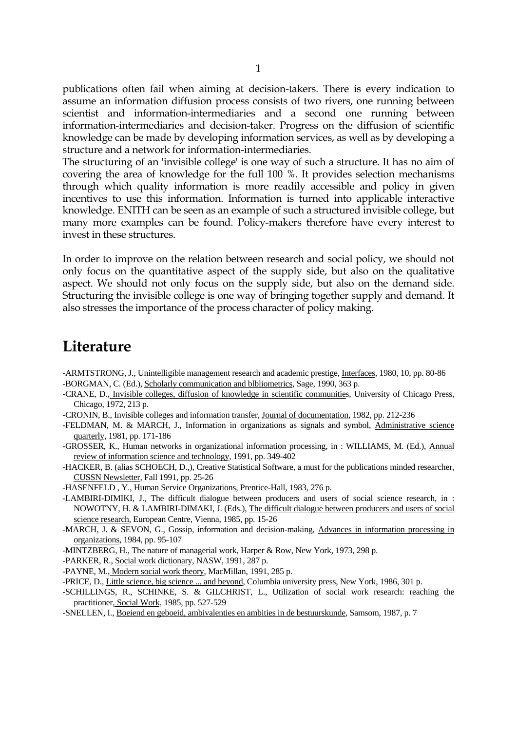publications often fail when aiming at decision-takers. There is every indication to assume an information diffusion process consists of two rivers, one running between scientist and information-intermediaries and a second one running between information-intermediaries and decision-taker. Progress on the diffusion of scientific knowledge can be made by developing information services, as well as by developing a structure and a network for information-intermediaries.
The structuring of an 'invisible college' is one way of such a structure. It has no aim of covering the area of knowledge for the full 100 %. It provides selection mechanisms through which quality information is more readily accessible and policy in given incentives to use this information. Information is turned into applicable interactive knowledge. ENITH can be seen as an example of such a structured invisible college, but many more examples can be found. Policy-makers therefore have every interest to invest in these structures.

In order to improve on the relation between research and social policy, we should not only focus on the quantitative aspect of the supply side, but also on the qualitative aspect. We should not only focus on the supply side, but also on the demand side. Structuring the invisible college is one way of bringing together supply and demand. It also stresses the importance of the process character of policy making.

# Literature

-ARMTSTRONG, J., Unintelligible management research and academic prestige, Interfaces, 1980, 10, pp. 80-86
-BORGMAN, C. (Ed.), Scholarly communication and blbliometrics, Sage, 1990, 363 p.
-CRANE, D., Invisible colleges, diffusion of knowledge in scientific communities, University of Chicago Press, Chicago, 1972, 213 p.
-CRONIN, B., Invisible colleges and information transfer, Journal of documentation, 1982, pp. 212-236
-FELDMAN, M. & MARCH, J., Information in organizations as signals and symbol, Administrative science quarterly, 1981, pp. 171-186
-GROSSER, K., Human networks in organizational information processing, in : WILLIAMS, M. (Ed.), Annual review of information science and technology, 1991, pp. 349-402
-HACKER, B. (alias SCHOECH, D.,), Creative Statistical Software, a must for the publications minded researcher, CUSSN Newsletter, Fall 1991, pp. 25-26
-HASENFELD , Y., Human Service Organizations, Prentice-Hall, 1983, 276 p.
-LAMBIRI-DIMIKI, J., The difficult dialogue between producers and users of social science research, in : NOWOTNY, H. & LAMBIRI-DIMAKI, J. (Eds.), The difficult dialogue between producers and users of social science research, European Centre, Vienna, 1985, pp. 15-26
-MARCH, J. & SEVON, G., Gossip, information and decision-making, Advances in information processing in organizations, 1984, pp. 95-107
-MINTZBERG, H., The nature of managerial work, Harper & Row, New York, 1973, 298 p.
-PARKER, R., Social work dictionary, NASW, 1991, 287 p.
-PAYNE, M., Modern social work theory, MacMillan, 1991, 285 p.
-PRICE, D., Little science, big science ... and beyond, Columbia university press, New York, 1986, 301 p.
-SCHILLINGS, R., SCHINKE, S. & GILCHRIST, L., Utilization of social work research: reaching the practitioner, Social Work, 1985, pp. 527-529
-SNELLEN, I., Boeiend en geboeid, ambivalenties en ambities in de bestuurskunde, Samsom, 1987, p. 7